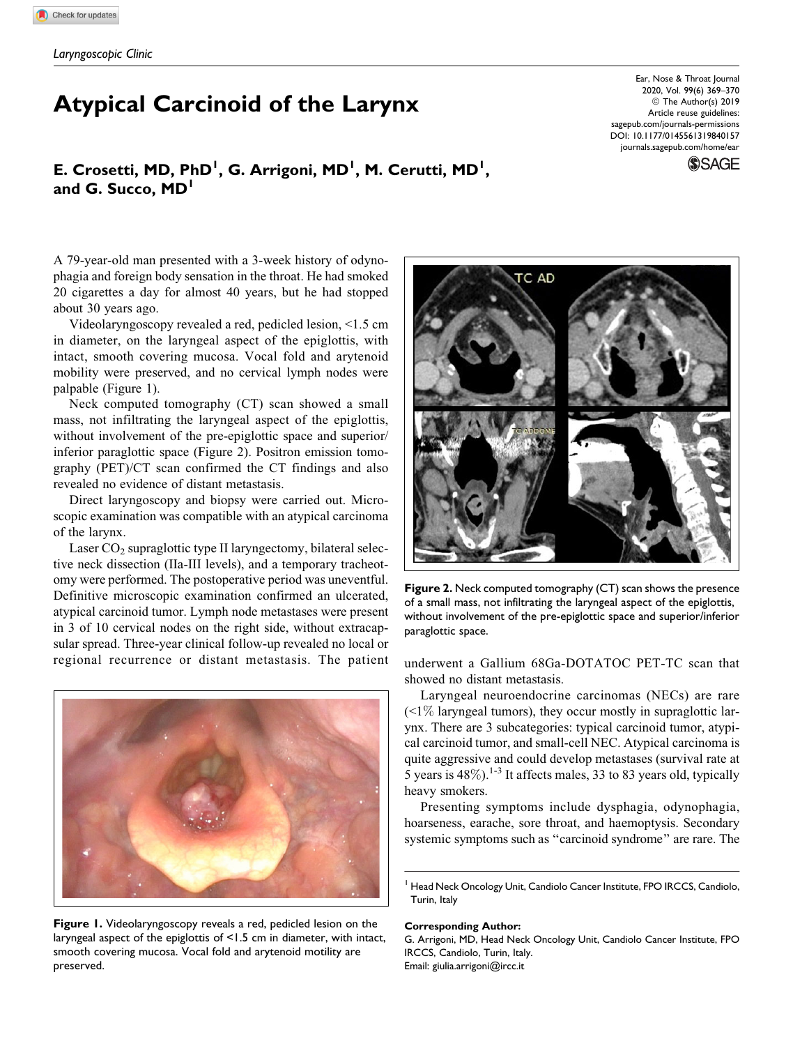*Laryngoscopic Clinic*

# Atypical Carcinoid of the Larynx

**E. Crosetti, MD, PhD[1], G. Arrigoni, MD[1], M. Cerutti, MD[1], and G. Succo, MD[1]**

A 79-year-old man presented with a 3-week history of odynophagia and foreign body sensation in the throat. He had smoked 20 cigarettes a day for almost 40 years, but he had stopped about 30 years ago.

Videolaryngoscopy revealed a red, pedicled lesion, <1.5 cm in diameter, on the laryngeal aspect of the epiglottis, with intact, smooth covering mucosa. Vocal fold and arytenoid mobility were preserved, and no cervical lymph nodes were palpable (Figure 1).

Neck computed tomography (CT) scan showed a small mass, not infiltrating the laryngeal aspect of the epiglottis, without involvement of the pre-epiglottic space and superior/inferior paraglottic space (Figure 2). Positron emission tomography (PET)/CT scan confirmed the CT findings and also revealed no evidence of distant metastasis.

Direct laryngoscopy and biopsy were carried out. Microscopic examination was compatible with an atypical carcinoma of the larynx.

Laser $CO_2$ supraglottic type II laryngectomy, bilateral selective neck dissection (IIa-III levels), and a temporary tracheotomy were performed. The postoperative period was uneventful. Definitive microscopic examination confirmed an ulcerated, atypical carcinoid tumor. Lymph node metastases were present in 3 of 10 cervical nodes on the right side, without extracapsular spread. Three-year clinical follow-up revealed no local or regional recurrence or distant metastasis. The patient underwent a Gallium 68Ga-DOTATOC PET-TC scan that showed no distant metastasis.

**Figure 1.** Videolaryngoscopy reveals a red, pedicled lesion on the laryngeal aspect of the epiglottis of <1.5 cm in diameter, with intact, smooth covering mucosa. Vocal fold and arytenoid motility are preserved.

**Figure 2.** Neck computed tomography (CT) scan shows the presence of a small mass, not infiltrating the laryngeal aspect of the epiglottis, without involvement of the pre-epiglottic space and superior/inferior paraglottic space.

Laryngeal neuroendocrine carcinomas (NECs) are rare (<1% laryngeal tumors), they occur mostly in supraglottic larynx. There are 3 subcategories: typical carcinoid tumor, atypical carcinoid tumor, and small-cell NEC. Atypical carcinoma is quite aggressive and could develop metastases (survival rate at 5 years is 48%).[1-3] It affects males, 33 to 83 years old, typically heavy smokers.

Presenting symptoms include dysphagia, odynophagia, hoarseness, earache, sore throat, and haemoptysis. Secondary systemic symptoms such as "carcinoid syndrome" are rare. The

[1] Head Neck Oncology Unit, Candiolo Cancer Institute, FPO IRCCS, Candiolo, Turin, Italy

**Corresponding Author:**
G. Arrigoni, MD, Head Neck Oncology Unit, Candiolo Cancer Institute, FPO IRCCS, Candiolo, Turin, Italy.
Email: giulia.arrigoni@ircc.it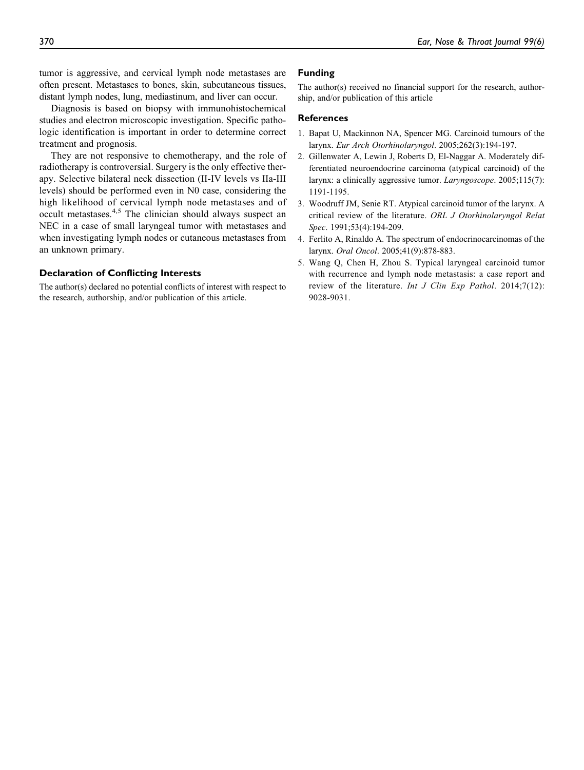tumor is aggressive, and cervical lymph node metastases are often present. Metastases to bones, skin, subcutaneous tissues, distant lymph nodes, lung, mediastinum, and liver can occur.

Diagnosis is based on biopsy with immunohistochemical studies and electron microscopic investigation. Specific pathologic identification is important in order to determine correct treatment and prognosis.

They are not responsive to chemotherapy, and the role of radiotherapy is controversial. Surgery is the only effective therapy. Selective bilateral neck dissection (II-IV levels vs IIa-III levels) should be performed even in N0 case, considering the high likelihood of cervical lymph node metastases and of occult metastases.[4,5] The clinician should always suspect an NEC in a case of small laryngeal tumor with metastases and when investigating lymph nodes or cutaneous metastases from an unknown primary.

### Declaration of Conflicting Interests

The author(s) declared no potential conflicts of interest with respect to the research, authorship, and/or publication of this article.

### Funding

The author(s) received no financial support for the research, authorship, and/or publication of this article

### References

1. Bapat U, Mackinnon NA, Spencer MG. Carcinoid tumours of the larynx. *Eur Arch Otorhinolaryngol*. 2005;262(3):194-197.
2. Gillenwater A, Lewin J, Roberts D, El-Naggar A. Moderately differentiated neuroendocrine carcinoma (atypical carcinoid) of the larynx: a clinically aggressive tumor. *Laryngoscope*. 2005;115(7): 1191-1195.
3. Woodruff JM, Senie RT. Atypical carcinoid tumor of the larynx. A critical review of the literature. *ORL J Otorhinolaryngol Relat Spec*. 1991;53(4):194-209.
4. Ferlito A, Rinaldo A. The spectrum of endocrinocarcinomas of the larynx. *Oral Oncol*. 2005;41(9):878-883.
5. Wang Q, Chen H, Zhou S. Typical laryngeal carcinoid tumor with recurrence and lymph node metastasis: a case report and review of the literature. *Int J Clin Exp Pathol*. 2014;7(12): 9028-9031.